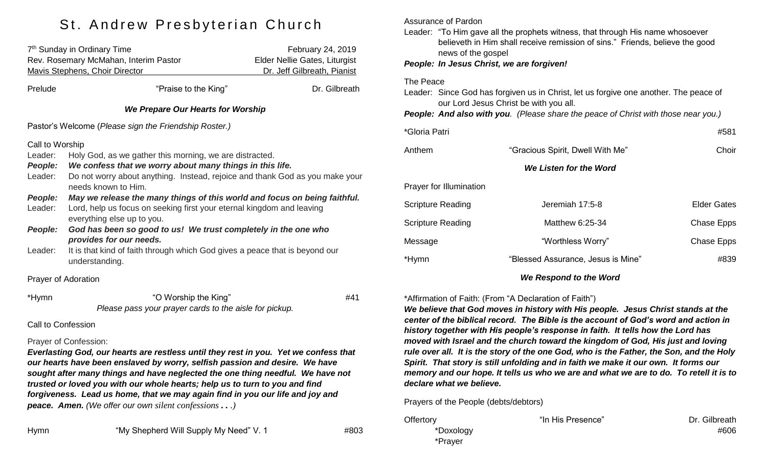# St. Andrew Presbyterian Church

| 7th Sunday in Ordinary Time | February 24, 2019 |
|---|---|
| Rev. Rosemary McMahan, Interim Pastor | Elder Nellie Gates, Liturgist |
| Mavis Stephens, Choir Director | Dr. Jeff Gilbreath, Pianist |

Prelude — "Praise to the King" — Dr. Gilbreath

### *We Prepare Our Hearts for Worship*

Pastor's Welcome (*Please sign the Friendship Roster.)*

Call to Worship

Leader: Holy God, as we gather this morning, we are distracted.

***People: We confess that we worry about many things in this life.***

Leader: Do not worry about anything. Instead, rejoice and thank God as you make your needs known to Him.

***People: May we release the many things of this world and focus on being faithful.***

Leader: Lord, help us focus on seeking first your eternal kingdom and leaving everything else up to you.

***People: God has been so good to us! We trust completely in the one who provides for our needs.***

Leader: It is that kind of faith through which God gives a peace that is beyond our understanding.

Prayer of Adoration

*Hymn — "O Worship the King" — #41

*Please pass your prayer cards to the aisle for pickup.*

Call to Confession

Prayer of Confession:

***Everlasting God, our hearts are restless until they rest in you. Yet we confess that our hearts have been enslaved by worry, selfish passion and desire. We have sought after many things and have neglected the one thing needful. We have not trusted or loved you with our whole hearts; help us to turn to you and find forgiveness. Lead us home, that we may again find in you our life and joy and peace. Amen.*** *(We offer our own silent confessions . . .)*

Hymn — "My Shepherd Will Supply My Need" V. 1 — #803

Assurance of Pardon

Leader: "To Him gave all the prophets witness, that through His name whosoever believeth in Him shall receive remission of sins." Friends, believe the good news of the gospel

***People: In Jesus Christ, we are forgiven!***

The Peace

Leader: Since God has forgiven us in Christ, let us forgive one another. The peace of our Lord Jesus Christ be with you all.

***People: And also with you****. (Please share the peace of Christ with those near you.)*

*Gloria Patri — #581

Anthem — "Gracious Spirit, Dwell With Me" — Choir

### *We Listen for the Word*

Prayer for Illumination

Scripture Reading — Jeremiah 17:5-8 — Elder Gates

Scripture Reading — Matthew 6:25-34 — Chase Epps

Message — "Worthless Worry" — Chase Epps

*Hymn — "Blessed Assurance, Jesus is Mine" — #839

### *We Respond to the Word*

*Affirmation of Faith: (From "A Declaration of Faith")

***We believe that God moves in history with His people. Jesus Christ stands at the center of the biblical record. The Bible is the account of God's word and action in history together with His people's response in faith. It tells how the Lord has moved with Israel and the church toward the kingdom of God, His just and loving rule over all. It is the story of the one God, who is the Father, the Son, and the Holy Spirit. That story is still unfolding and in faith we make it our own. It forms our memory and our hope. It tells us who we are and what we are to do. To retell it is to declare what we believe.***

Prayers of the People (debts/debtors)

Offertory — "In His Presence" — Dr. Gilbreath

*Doxology — #606

*Prayer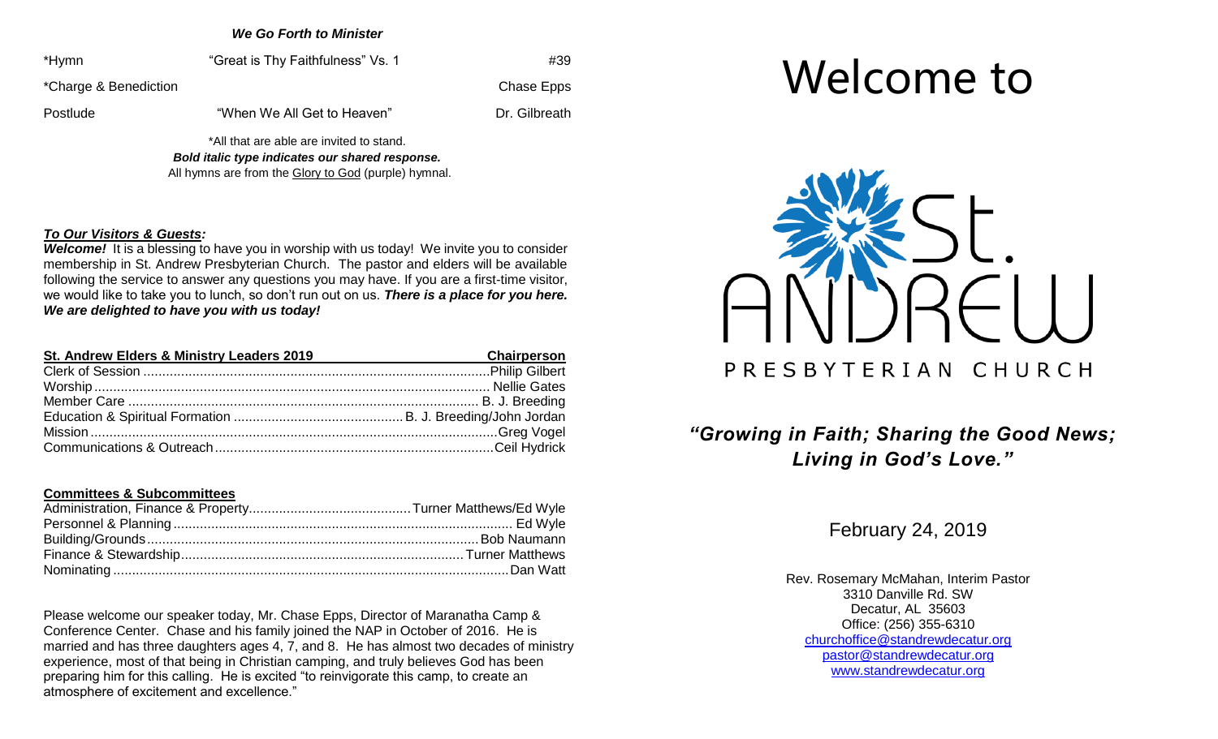### *We Go Forth to Minister*

| | | |
|---|---|---|
| *Hymn | "Great is Thy Faithfulness" Vs. 1 | #39 |
| *Charge & Benediction | | Chase Epps |
| Postlude | "When We All Get to Heaven" | Dr. Gilbreath |

*All that are able are invited to stand.
***Bold italic type indicates our shared response.***
All hymns are from the Glory to God (purple) hymnal.

***To Our Visitors & Guests:***
***Welcome!*** It is a blessing to have you in worship with us today! We invite you to consider membership in St. Andrew Presbyterian Church. The pastor and elders will be available following the service to answer any questions you may have. If you are a first-time visitor, we would like to take you to lunch, so don't run out on us. ***There is a place for you here. We are delighted to have you with us today!***

| **St. Andrew Elders & Ministry Leaders 2019** | **Chairperson** |
|---|---|
| Clerk of Session | Philip Gilbert |
| Worship | Nellie Gates |
| Member Care | B. J. Breeding |
| Education & Spiritual Formation | B. J. Breeding/John Jordan |
| Mission | Greg Vogel |
| Communications & Outreach | Ceil Hydrick |

**Committees & Subcommittees**

| | |
|---|---|
| Administration, Finance & Property | Turner Matthews/Ed Wyle |
| Personnel & Planning | Ed Wyle |
| Building/Grounds | Bob Naumann |
| Finance & Stewardship | Turner Matthews |
| Nominating | Dan Watt |

Please welcome our speaker today, Mr. Chase Epps, Director of Maranatha Camp & Conference Center. Chase and his family joined the NAP in October of 2016. He is married and has three daughters ages 4, 7, and 8. He has almost two decades of ministry experience, most of that being in Christian camping, and truly believes God has been preparing him for this calling. He is excited "to reinvigorate this camp, to create an atmosphere of excitement and excellence."

# Welcome to

# St. Andrew
PRESBYTERIAN CHURCH

***"Growing in Faith; Sharing the Good News; Living in God's Love."***

February 24, 2019

Rev. Rosemary McMahan, Interim Pastor
3310 Danville Rd. SW
Decatur, AL 35603
Office: (256) 355-6310
churchoffice@standrewdecatur.org
pastor@standrewdecatur.org
www.standrewdecatur.org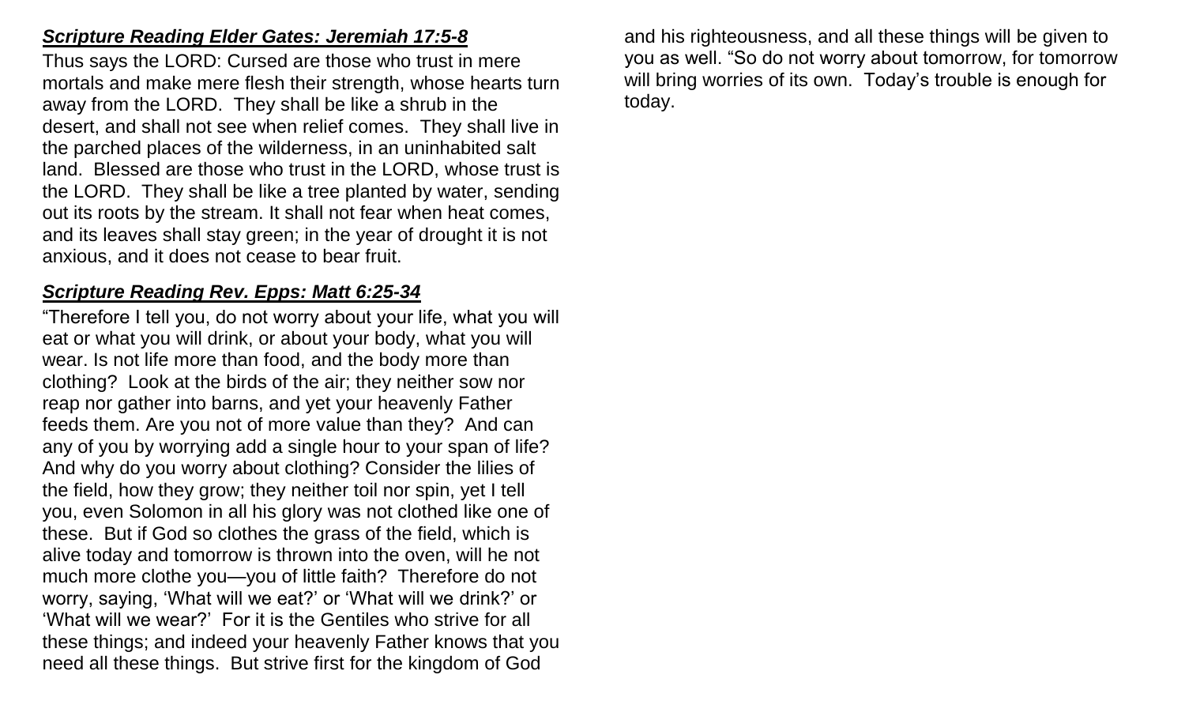***<u>Scripture Reading Elder Gates: Jeremiah 17:5-8</u>***

Thus says the LORD: Cursed are those who trust in mere mortals and make mere flesh their strength, whose hearts turn away from the LORD. They shall be like a shrub in the desert, and shall not see when relief comes. They shall live in the parched places of the wilderness, in an uninhabited salt land. Blessed are those who trust in the LORD, whose trust is the LORD. They shall be like a tree planted by water, sending out its roots by the stream. It shall not fear when heat comes, and its leaves shall stay green; in the year of drought it is not anxious, and it does not cease to bear fruit.

***<u>Scripture Reading Rev. Epps: Matt 6:25-34</u>***

"Therefore I tell you, do not worry about your life, what you will eat or what you will drink, or about your body, what you will wear. Is not life more than food, and the body more than clothing? Look at the birds of the air; they neither sow nor reap nor gather into barns, and yet your heavenly Father feeds them. Are you not of more value than they? And can any of you by worrying add a single hour to your span of life? And why do you worry about clothing? Consider the lilies of the field, how they grow; they neither toil nor spin, yet I tell you, even Solomon in all his glory was not clothed like one of these. But if God so clothes the grass of the field, which is alive today and tomorrow is thrown into the oven, will he not much more clothe you—you of little faith? Therefore do not worry, saying, 'What will we eat?' or 'What will we drink?' or 'What will we wear?' For it is the Gentiles who strive for all these things; and indeed your heavenly Father knows that you need all these things. But strive first for the kingdom of God and his righteousness, and all these things will be given to you as well. "So do not worry about tomorrow, for tomorrow will bring worries of its own. Today's trouble is enough for today.